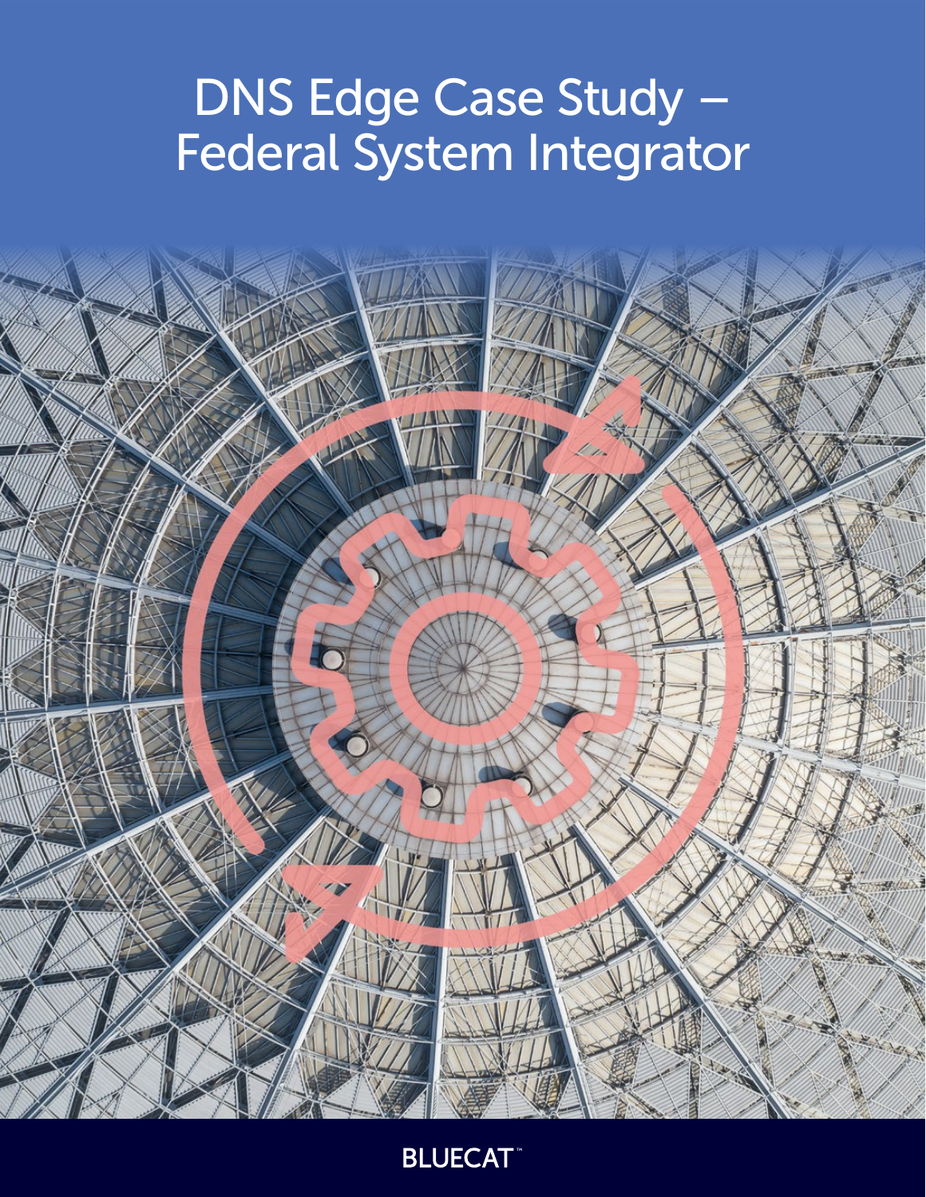# DNS Edge Case Study – Federal System Integrator

BLUECAT™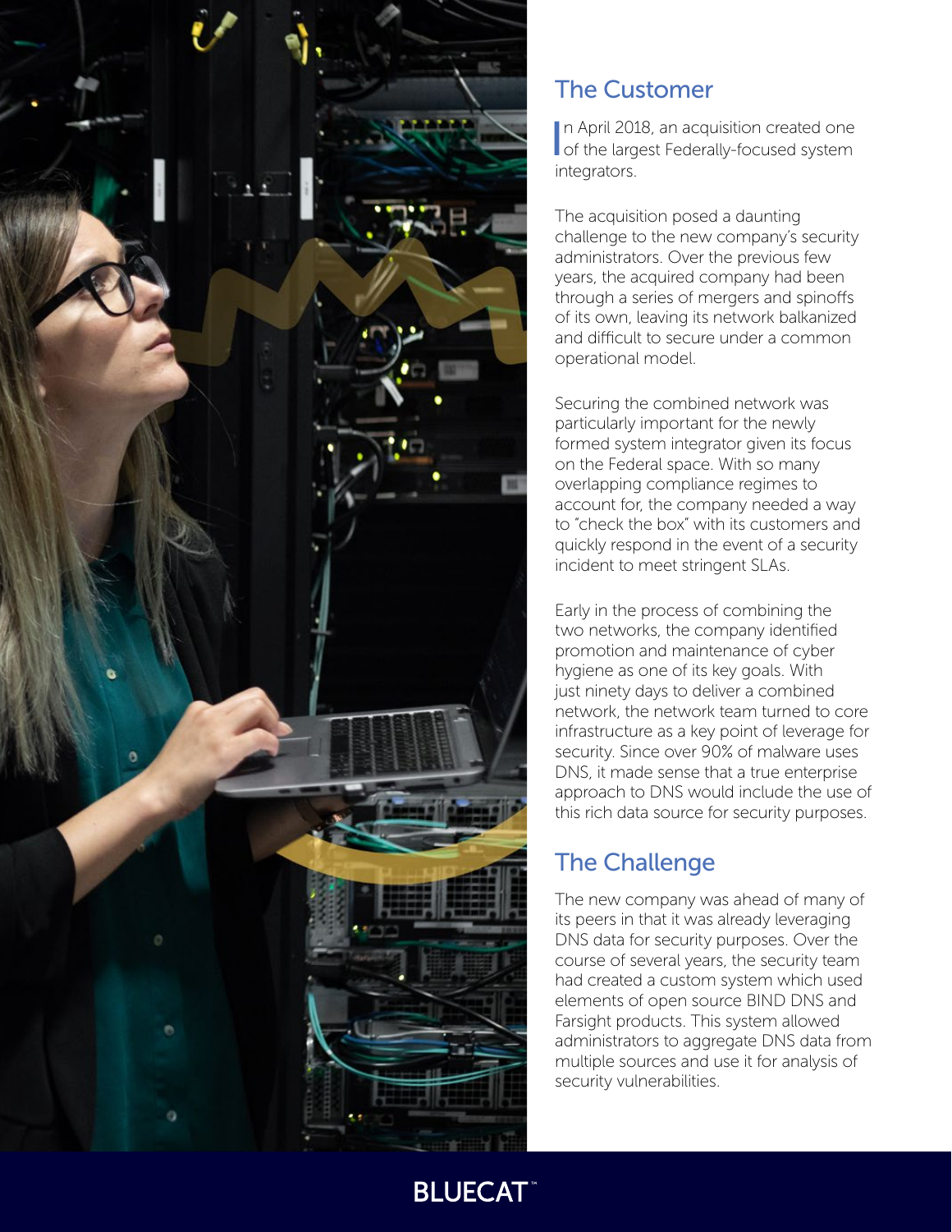## The Customer

In April 2018, an acquisition created one of the largest Federally-focused system integrators.

The acquisition posed a daunting challenge to the new company's security administrators. Over the previous few years, the acquired company had been through a series of mergers and spinoffs of its own, leaving its network balkanized and difficult to secure under a common operational model.

Securing the combined network was particularly important for the newly formed system integrator given its focus on the Federal space. With so many overlapping compliance regimes to account for, the company needed a way to "check the box" with its customers and quickly respond in the event of a security incident to meet stringent SLAs.

Early in the process of combining the two networks, the company identified promotion and maintenance of cyber hygiene as one of its key goals. With just ninety days to deliver a combined network, the network team turned to core infrastructure as a key point of leverage for security. Since over 90% of malware uses DNS, it made sense that a true enterprise approach to DNS would include the use of this rich data source for security purposes.

## The Challenge

The new company was ahead of many of its peers in that it was already leveraging DNS data for security purposes. Over the course of several years, the security team had created a custom system which used elements of open source BIND DNS and Farsight products. This system allowed administrators to aggregate DNS data from multiple sources and use it for analysis of security vulnerabilities.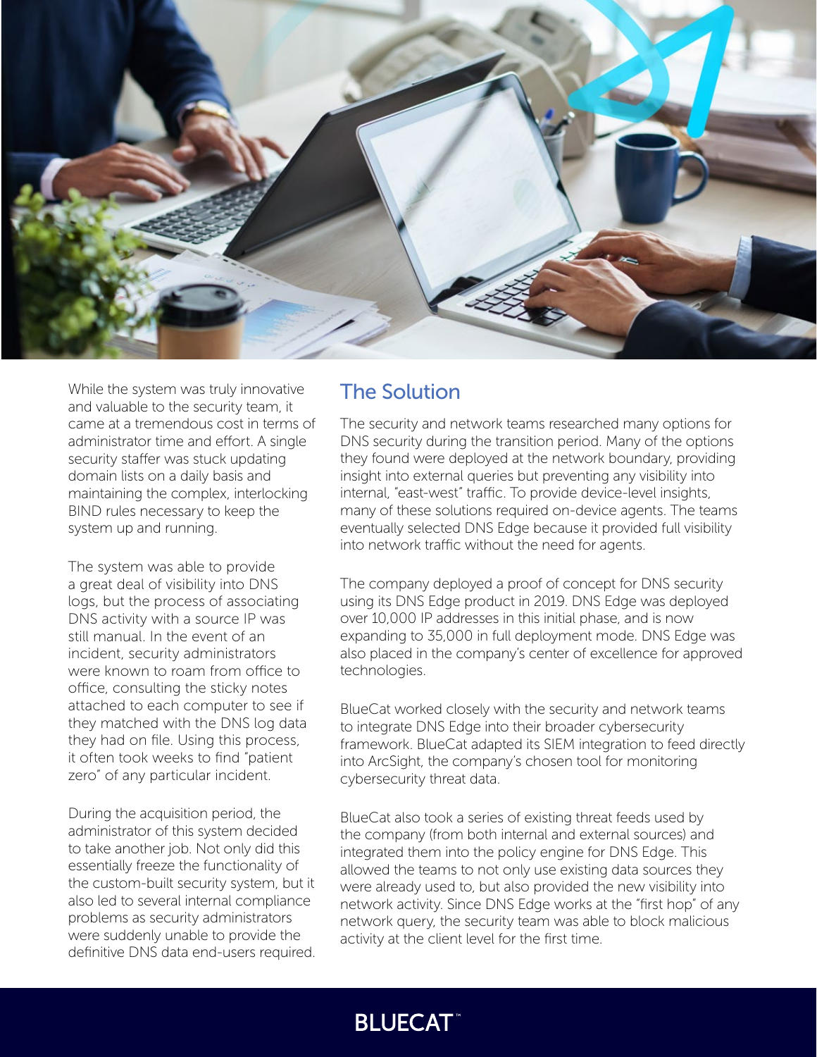While the system was truly innovative and valuable to the security team, it came at a tremendous cost in terms of administrator time and effort. A single security staffer was stuck updating domain lists on a daily basis and maintaining the complex, interlocking BIND rules necessary to keep the system up and running.

The system was able to provide a great deal of visibility into DNS logs, but the process of associating DNS activity with a source IP was still manual. In the event of an incident, security administrators were known to roam from office to office, consulting the sticky notes attached to each computer to see if they matched with the DNS log data they had on file. Using this process, it often took weeks to find "patient zero" of any particular incident.

During the acquisition period, the administrator of this system decided to take another job. Not only did this essentially freeze the functionality of the custom-built security system, but it also led to several internal compliance problems as security administrators were suddenly unable to provide the definitive DNS data end-users required.

## The Solution

The security and network teams researched many options for DNS security during the transition period. Many of the options they found were deployed at the network boundary, providing insight into external queries but preventing any visibility into internal, "east-west" traffic. To provide device-level insights, many of these solutions required on-device agents. The teams eventually selected DNS Edge because it provided full visibility into network traffic without the need for agents.

The company deployed a proof of concept for DNS security using its DNS Edge product in 2019. DNS Edge was deployed over 10,000 IP addresses in this initial phase, and is now expanding to 35,000 in full deployment mode. DNS Edge was also placed in the company's center of excellence for approved technologies.

BlueCat worked closely with the security and network teams to integrate DNS Edge into their broader cybersecurity framework. BlueCat adapted its SIEM integration to feed directly into ArcSight, the company's chosen tool for monitoring cybersecurity threat data.

BlueCat also took a series of existing threat feeds used by the company (from both internal and external sources) and integrated them into the policy engine for DNS Edge. This allowed the teams to not only use existing data sources they were already used to, but also provided the new visibility into network activity. Since DNS Edge works at the "first hop" of any network query, the security team was able to block malicious activity at the client level for the first time.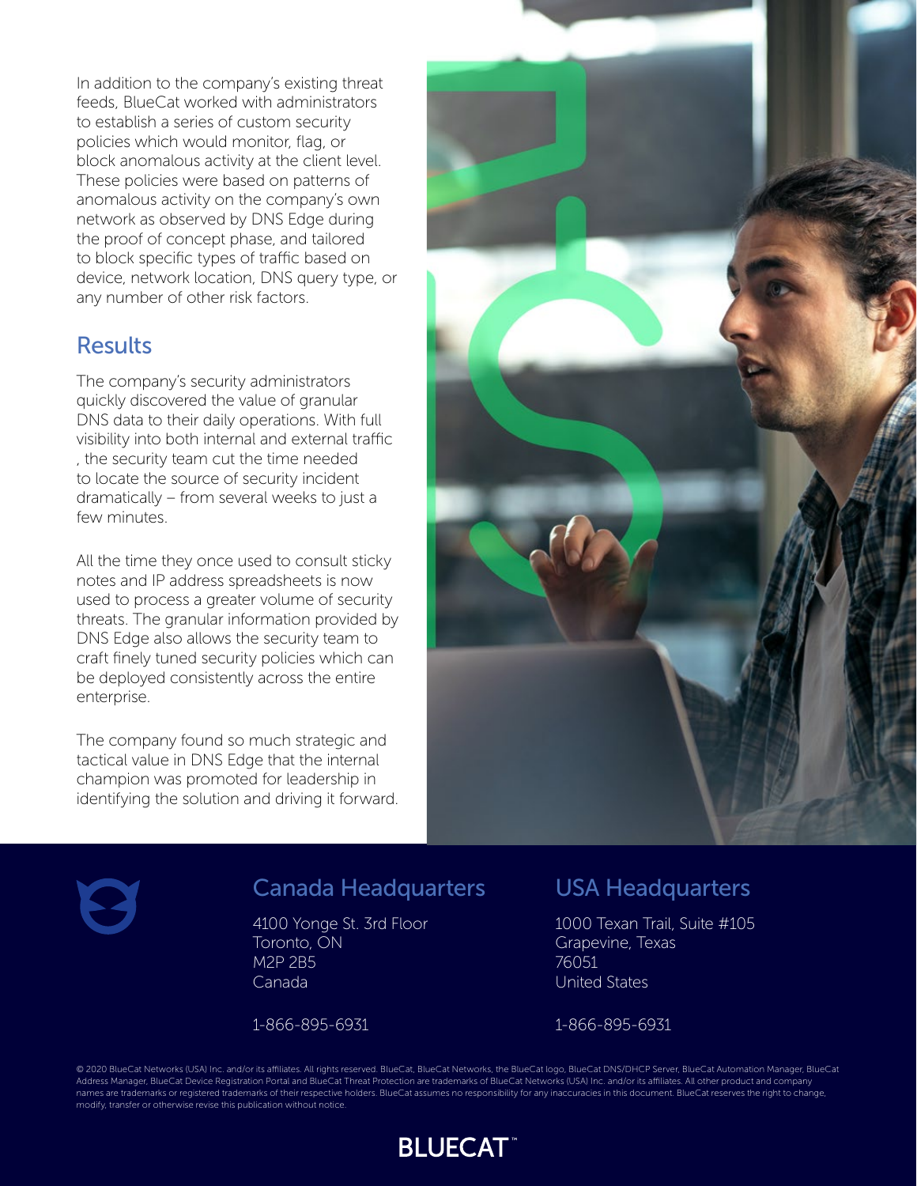In addition to the company's existing threat feeds, BlueCat worked with administrators to establish a series of custom security policies which would monitor, flag, or block anomalous activity at the client level. These policies were based on patterns of anomalous activity on the company's own network as observed by DNS Edge during the proof of concept phase, and tailored to block specific types of traffic based on device, network location, DNS query type, or any number of other risk factors.

## Results

The company's security administrators quickly discovered the value of granular DNS data to their daily operations. With full visibility into both internal and external traffic , the security team cut the time needed to locate the source of security incident dramatically – from several weeks to just a few minutes.

All the time they once used to consult sticky notes and IP address spreadsheets is now used to process a greater volume of security threats. The granular information provided by DNS Edge also allows the security team to craft finely tuned security policies which can be deployed consistently across the entire enterprise.

The company found so much strategic and tactical value in DNS Edge that the internal champion was promoted for leadership in identifying the solution and driving it forward.

### Canada Headquarters

4100 Yonge St. 3rd Floor
Toronto, ON
M2P 2B5
Canada

1-866-895-6931

### USA Headquarters

1000 Texan Trail, Suite #105
Grapevine, Texas
76051
United States

1-866-895-6931

© 2020 BlueCat Networks (USA) Inc. and/or its affiliates. All rights reserved. BlueCat, BlueCat Networks, the BlueCat logo, BlueCat DNS/DHCP Server, BlueCat Automation Manager, BlueCat Address Manager, BlueCat Device Registration Portal and BlueCat Threat Protection are trademarks of BlueCat Networks (USA) Inc. and/or its affiliates. All other product and company names are trademarks or registered trademarks of their respective holders. BlueCat assumes no responsibility for any inaccuracies in this document. BlueCat reserves the right to change, modify, transfer or otherwise revise this publication without notice.

BLUECAT™